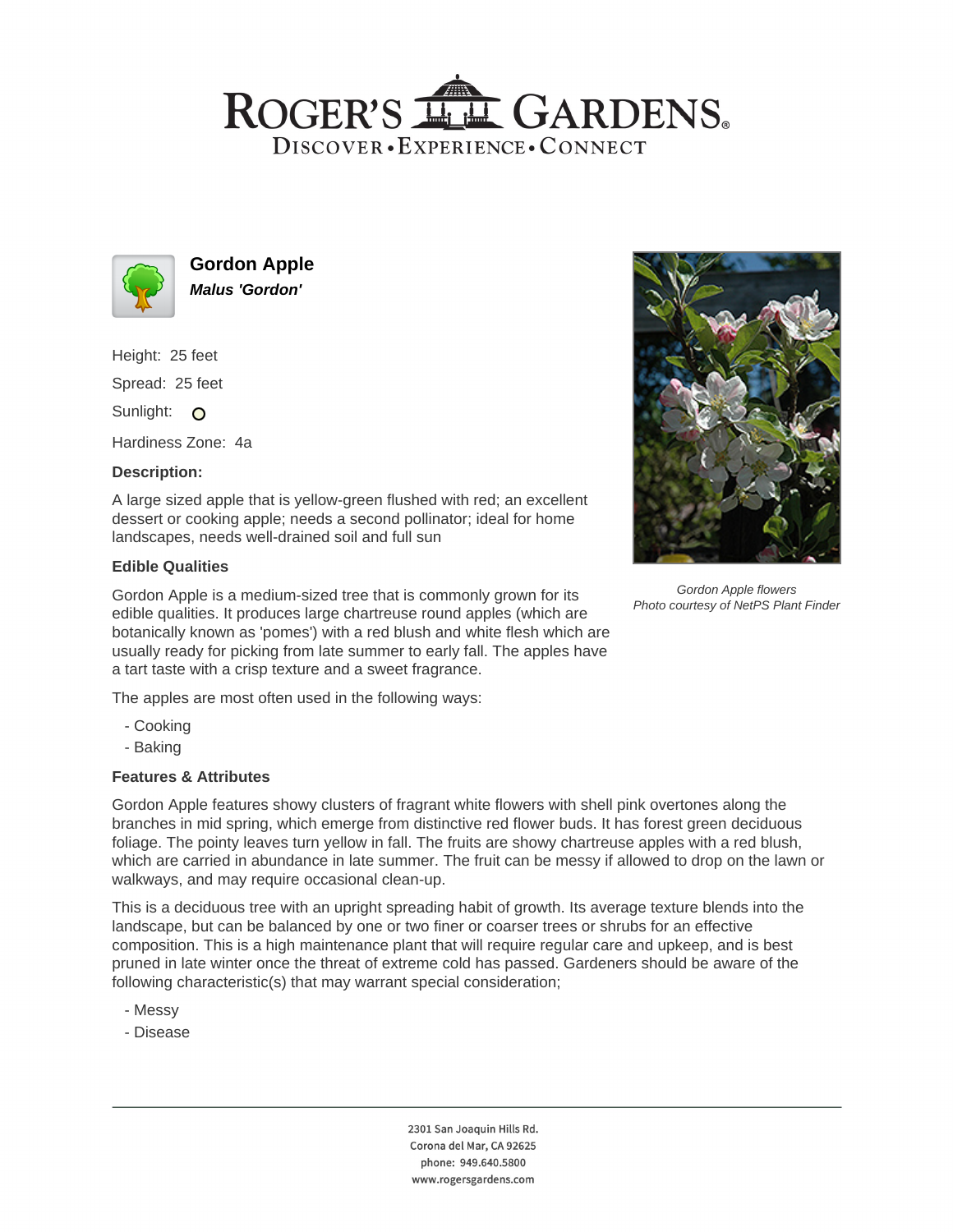# ROGER'S GARDENS

DISCOVER • EXPERIENCE • CONNECT

## Gordon Apple

***Malus 'Gordon'***

Height: 25 feet

Spread: 25 feet

Sunlight:

Hardiness Zone: 4a

### Description:

A large sized apple that is yellow-green flushed with red; an excellent dessert or cooking apple; needs a second pollinator; ideal for home landscapes, needs well-drained soil and full sun

### Edible Qualities

Gordon Apple is a medium-sized tree that is commonly grown for its edible qualities. It produces large chartreuse round apples (which are botanically known as 'pomes') with a red blush and white flesh which are usually ready for picking from late summer to early fall. The apples have a tart taste with a crisp texture and a sweet fragrance.

*Gordon Apple flowers*
*Photo courtesy of NetPS Plant Finder*

The apples are most often used in the following ways:

- Cooking
- Baking

### Features & Attributes

Gordon Apple features showy clusters of fragrant white flowers with shell pink overtones along the branches in mid spring, which emerge from distinctive red flower buds. It has forest green deciduous foliage. The pointy leaves turn yellow in fall. The fruits are showy chartreuse apples with a red blush, which are carried in abundance in late summer. The fruit can be messy if allowed to drop on the lawn or walkways, and may require occasional clean-up.

This is a deciduous tree with an upright spreading habit of growth. Its average texture blends into the landscape, but can be balanced by one or two finer or coarser trees or shrubs for an effective composition. This is a high maintenance plant that will require regular care and upkeep, and is best pruned in late winter once the threat of extreme cold has passed. Gardeners should be aware of the following characteristic(s) that may warrant special consideration;

- Messy
- Disease

2301 San Joaquin Hills Rd.
Corona del Mar, CA 92625
phone: 949.640.5800
www.rogersgardens.com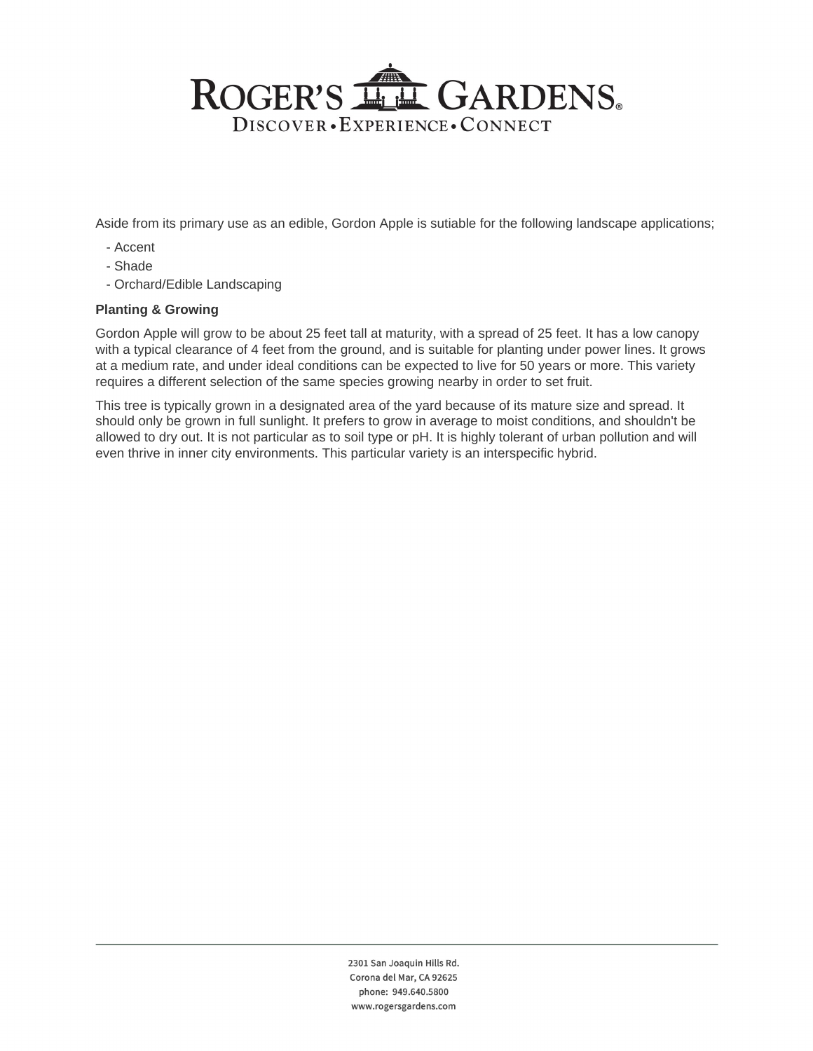Aside from its primary use as an edible, Gordon Apple is sutiable for the following landscape applications;

- Accent
- Shade
- Orchard/Edible Landscaping

**Planting & Growing**

Gordon Apple will grow to be about 25 feet tall at maturity, with a spread of 25 feet. It has a low canopy with a typical clearance of 4 feet from the ground, and is suitable for planting under power lines. It grows at a medium rate, and under ideal conditions can be expected to live for 50 years or more. This variety requires a different selection of the same species growing nearby in order to set fruit.

This tree is typically grown in a designated area of the yard because of its mature size and spread. It should only be grown in full sunlight. It prefers to grow in average to moist conditions, and shouldn't be allowed to dry out. It is not particular as to soil type or pH. It is highly tolerant of urban pollution and will even thrive in inner city environments. This particular variety is an interspecific hybrid.